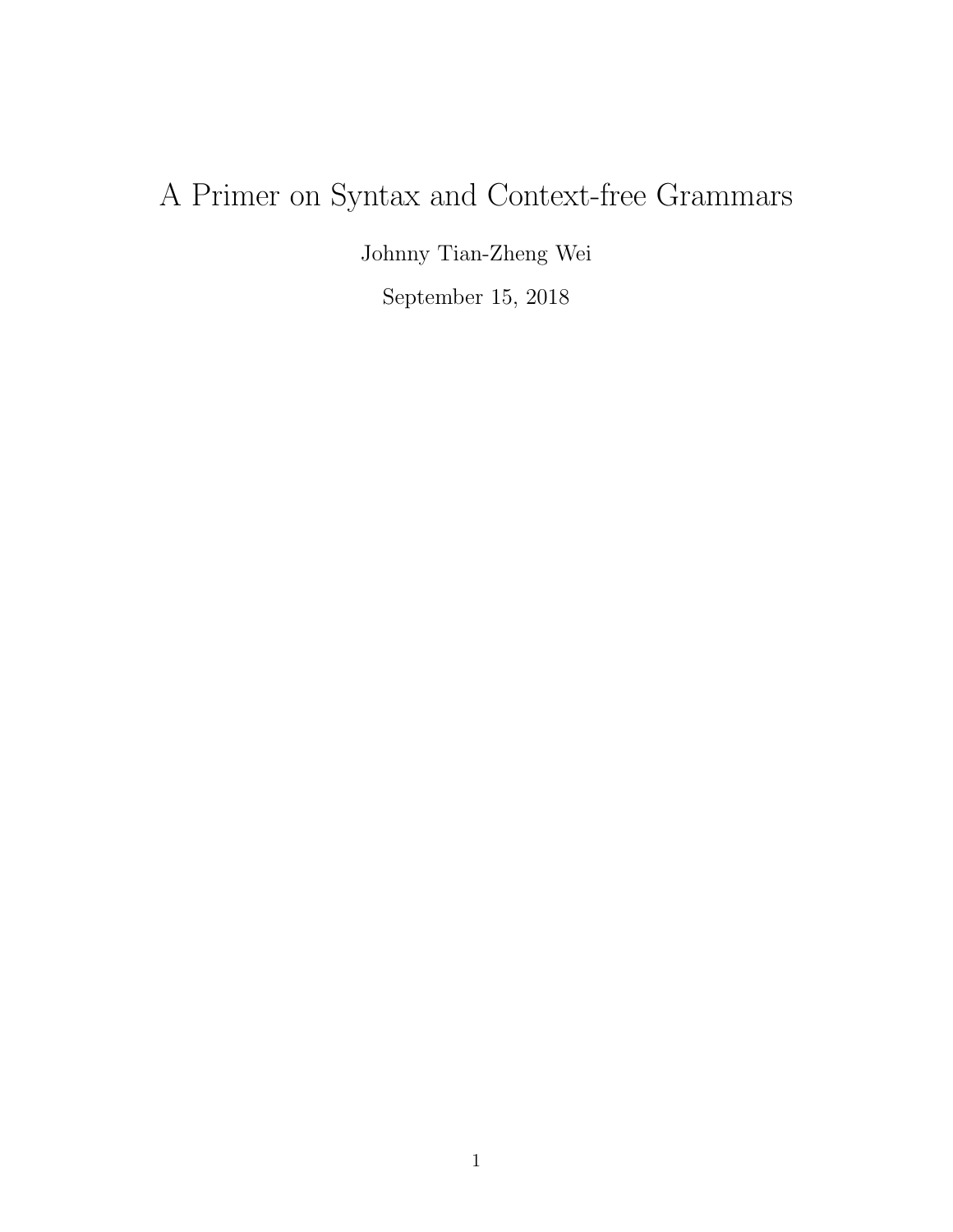# A Primer on Syntax and Context-free Grammars

Johnny Tian-Zheng Wei

September 15, 2018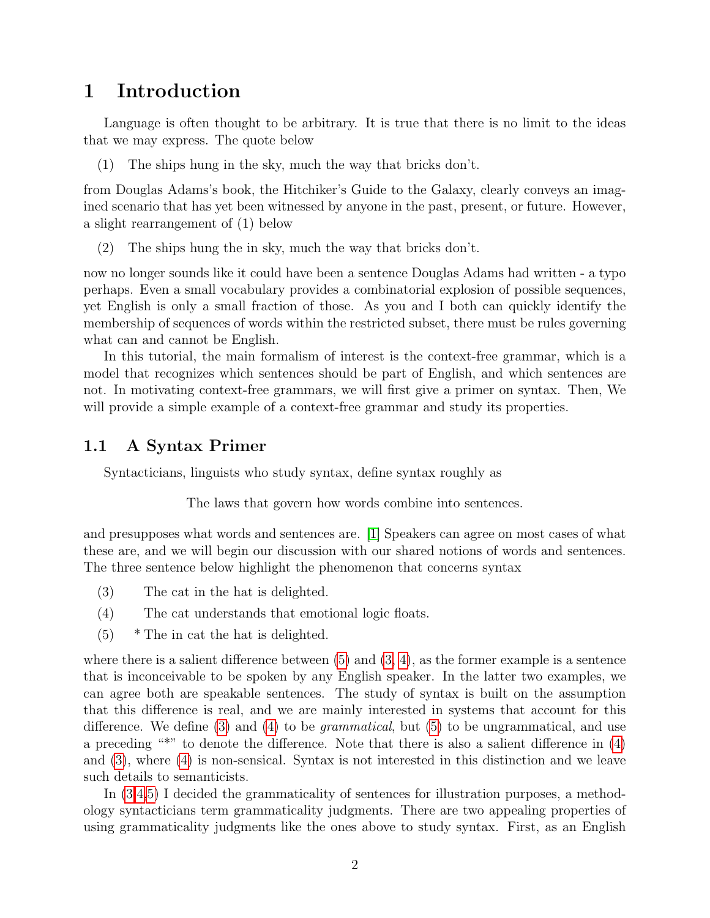# 1 Introduction

Language is often thought to be arbitrary. It is true that there is no limit to the ideas that we may express. The quote below

(1) The ships hung in the sky, much the way that bricks don't.

from Douglas Adams's book, the Hitchiker's Guide to the Galaxy, clearly conveys an imagined scenario that has yet been witnessed by anyone in the past, present, or future. However, a slight rearrangement of (1) below

(2) The ships hung the in sky, much the way that bricks don't.

now no longer sounds like it could have been a sentence Douglas Adams had written - a typo perhaps. Even a small vocabulary provides a combinatorial explosion of possible sequences, yet English is only a small fraction of those. As you and I both can quickly identify the membership of sequences of words within the restricted subset, there must be rules governing what can and cannot be English.

In this tutorial, the main formalism of interest is the context-free grammar, which is a model that recognizes which sentences should be part of English, and which sentences are not. In motivating context-free grammars, we will first give a primer on syntax. Then, We will provide a simple example of a context-free grammar and study its properties.

## 1.1 A Syntax Primer

Syntacticians, linguists who study syntax, define syntax roughly as

The laws that govern how words combine into sentences.

and presupposes what words and sentences are. [1] Speakers can agree on most cases of what these are, and we will begin our discussion with our shared notions of words and sentences. The three sentence below highlight the phenomenon that concerns syntax

(3) The cat in the hat is delighted.

(4) The cat understands that emotional logic floats.

(5) * The in cat the hat is delighted.

where there is a salient difference between (5) and (3, 4), as the former example is a sentence that is inconceivable to be spoken by any English speaker. In the latter two examples, we can agree both are speakable sentences. The study of syntax is built on the assumption that this difference is real, and we are mainly interested in systems that account for this difference. We define (3) and (4) to be *grammatical*, but (5) to be ungrammatical, and use a preceding "*" to denote the difference. Note that there is also a salient difference in (4) and (3), where (4) is non-sensical. Syntax is not interested in this distinction and we leave such details to semanticists.

In (3,4,5) I decided the grammaticality of sentences for illustration purposes, a methodology syntacticians term grammaticality judgments. There are two appealing properties of using grammaticality judgments like the ones above to study syntax. First, as an English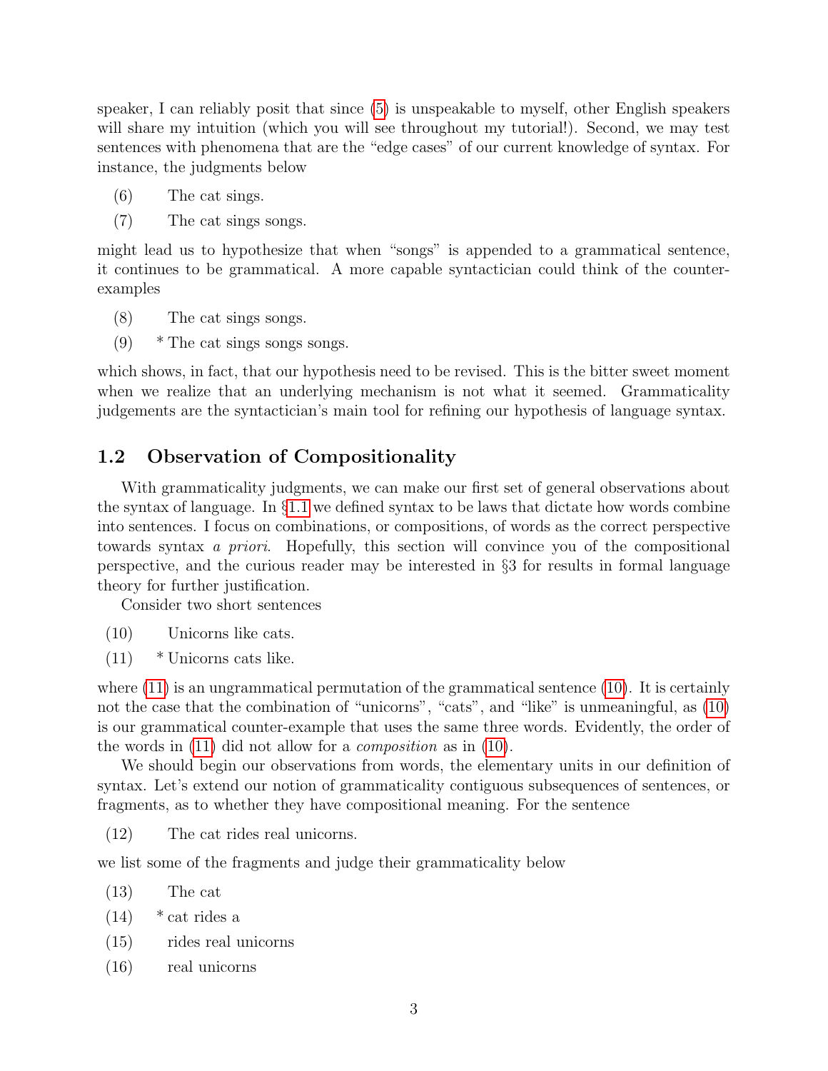speaker, I can reliably posit that since (5) is unspeakable to myself, other English speakers will share my intuition (which you will see throughout my tutorial!). Second, we may test sentences with phenomena that are the "edge cases" of our current knowledge of syntax. For instance, the judgments below

(6) The cat sings.

(7) The cat sings songs.

might lead us to hypothesize that when "songs" is appended to a grammatical sentence, it continues to be grammatical. A more capable syntactician could think of the counter-examples

(8) The cat sings songs.

(9) * The cat sings songs songs.

which shows, in fact, that our hypothesis need to be revised. This is the bitter sweet moment when we realize that an underlying mechanism is not what it seemed. Grammaticality judgements are the syntactician's main tool for refining our hypothesis of language syntax.

## 1.2 Observation of Compositionality

With grammaticality judgments, we can make our first set of general observations about the syntax of language. In §1.1 we defined syntax to be laws that dictate how words combine into sentences. I focus on combinations, or compositions, of words as the correct perspective towards syntax *a priori*. Hopefully, this section will convince you of the compositional perspective, and the curious reader may be interested in §3 for results in formal language theory for further justification.

Consider two short sentences

(10) Unicorns like cats.

(11) * Unicorns cats like.

where (11) is an ungrammatical permutation of the grammatical sentence (10). It is certainly not the case that the combination of "unicorns", "cats", and "like" is unmeaningful, as (10) is our grammatical counter-example that uses the same three words. Evidently, the order of the words in (11) did not allow for a *composition* as in (10).

We should begin our observations from words, the elementary units in our definition of syntax. Let's extend our notion of grammaticality contiguous subsequences of sentences, or fragments, as to whether they have compositional meaning. For the sentence

(12) The cat rides real unicorns.

we list some of the fragments and judge their grammaticality below

(13) The cat

(14) * cat rides a

(15) rides real unicorns

(16) real unicorns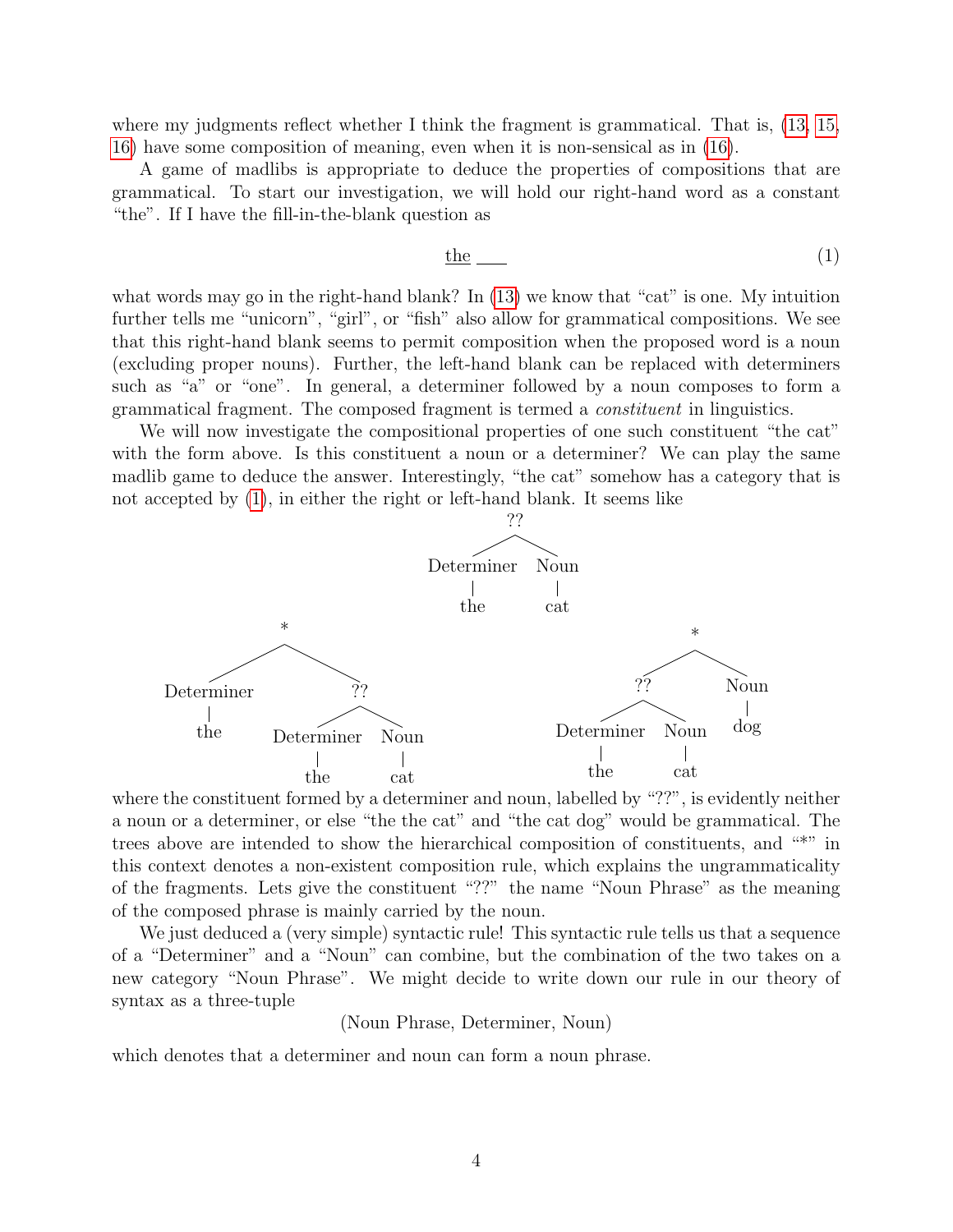where my judgments reflect whether I think the fragment is grammatical. That is, (13, 15, 16) have some composition of meaning, even when it is non-sensical as in (16).

A game of madlibs is appropriate to deduce the properties of compositions that are grammatical. To start our investigation, we will hold our right-hand word as a constant "the". If I have the fill-in-the-blank question as

$$\underline{\text{the}}\ \underline{\quad\quad} \tag{1}$$

what words may go in the right-hand blank? In (13) we know that "cat" is one. My intuition further tells me "unicorn", "girl", or "fish" also allow for grammatical compositions. We see that this right-hand blank seems to permit composition when the proposed word is a noun (excluding proper nouns). Further, the left-hand blank can be replaced with determiners such as "a" or "one". In general, a determiner followed by a noun composes to form a grammatical fragment. The composed fragment is termed a *constituent* in linguistics.

We will now investigate the compositional properties of one such constituent "the cat" with the form above. Is this constituent a noun or a determiner? We can play the same madlib game to deduce the answer. Interestingly, "the cat" somehow has a category that is not accepted by (1), in either the right or left-hand blank. It seems like

```
        ??
       /  \
Determiner  Noun
     |       |
    the     cat
```

```
          *                                    *
        /   \                                /   \
Determiner   ??                            ??     Noun
    |       /  \                          /  \      |
   the  Determiner Noun          Determiner  Noun  dog
            |       |                  |       |
           the     cat                the     cat
```

where the constituent formed by a determiner and noun, labelled by "??", is evidently neither a noun or a determiner, or else "the the cat" and "the cat dog" would be grammatical. The trees above are intended to show the hierarchical composition of constituents, and "*" in this context denotes a non-existent composition rule, which explains the ungrammaticality of the fragments. Lets give the constituent "??" the name "Noun Phrase" as the meaning of the composed phrase is mainly carried by the noun.

We just deduced a (very simple) syntactic rule! This syntactic rule tells us that a sequence of a "Determiner" and a "Noun" can combine, but the combination of the two takes on a new category "Noun Phrase". We might decide to write down our rule in our theory of syntax as a three-tuple

(Noun Phrase, Determiner, Noun)

which denotes that a determiner and noun can form a noun phrase.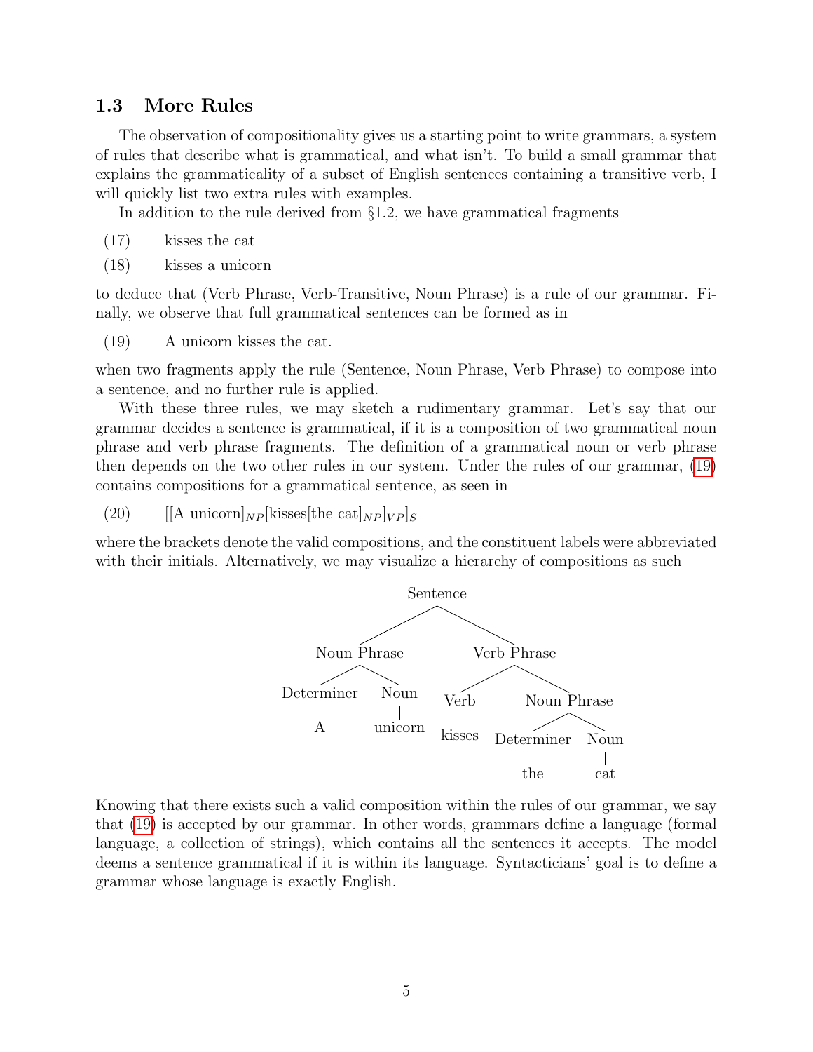### 1.3 More Rules

The observation of compositionality gives us a starting point to write grammars, a system of rules that describe what is grammatical, and what isn't. To build a small grammar that explains the grammaticality of a subset of English sentences containing a transitive verb, I will quickly list two extra rules with examples.

In addition to the rule derived from §1.2, we have grammatical fragments

(17) kisses the cat

(18) kisses a unicorn

to deduce that (Verb Phrase, Verb-Transitive, Noun Phrase) is a rule of our grammar. Finally, we observe that full grammatical sentences can be formed as in

(19) A unicorn kisses the cat.

when two fragments apply the rule (Sentence, Noun Phrase, Verb Phrase) to compose into a sentence, and no further rule is applied.

With these three rules, we may sketch a rudimentary grammar. Let's say that our grammar decides a sentence is grammatical, if it is a composition of two grammatical noun phrase and verb phrase fragments. The definition of a grammatical noun or verb phrase then depends on the two other rules in our system. Under the rules of our grammar, (19) contains compositions for a grammatical sentence, as seen in

(20) [[A unicorn]$_{NP}$[kisses[the cat]$_{NP}$]$_{VP}$]$_{S}$

where the brackets denote the valid compositions, and the constituent labels were abbreviated with their initials. Alternatively, we may visualize a hierarchy of compositions as such

```
Sentence
├── Noun Phrase
│   ├── Determiner
│   │   └── A
│   └── Noun
│       └── unicorn
└── Verb Phrase
    ├── Verb
    │   └── kisses
    └── Noun Phrase
        ├── Determiner
        │   └── the
        └── Noun
            └── cat
```

Knowing that there exists such a valid composition within the rules of our grammar, we say that (19) is accepted by our grammar. In other words, grammars define a language (formal language, a collection of strings), which contains all the sentences it accepts. The model deems a sentence grammatical if it is within its language. Syntacticians' goal is to define a grammar whose language is exactly English.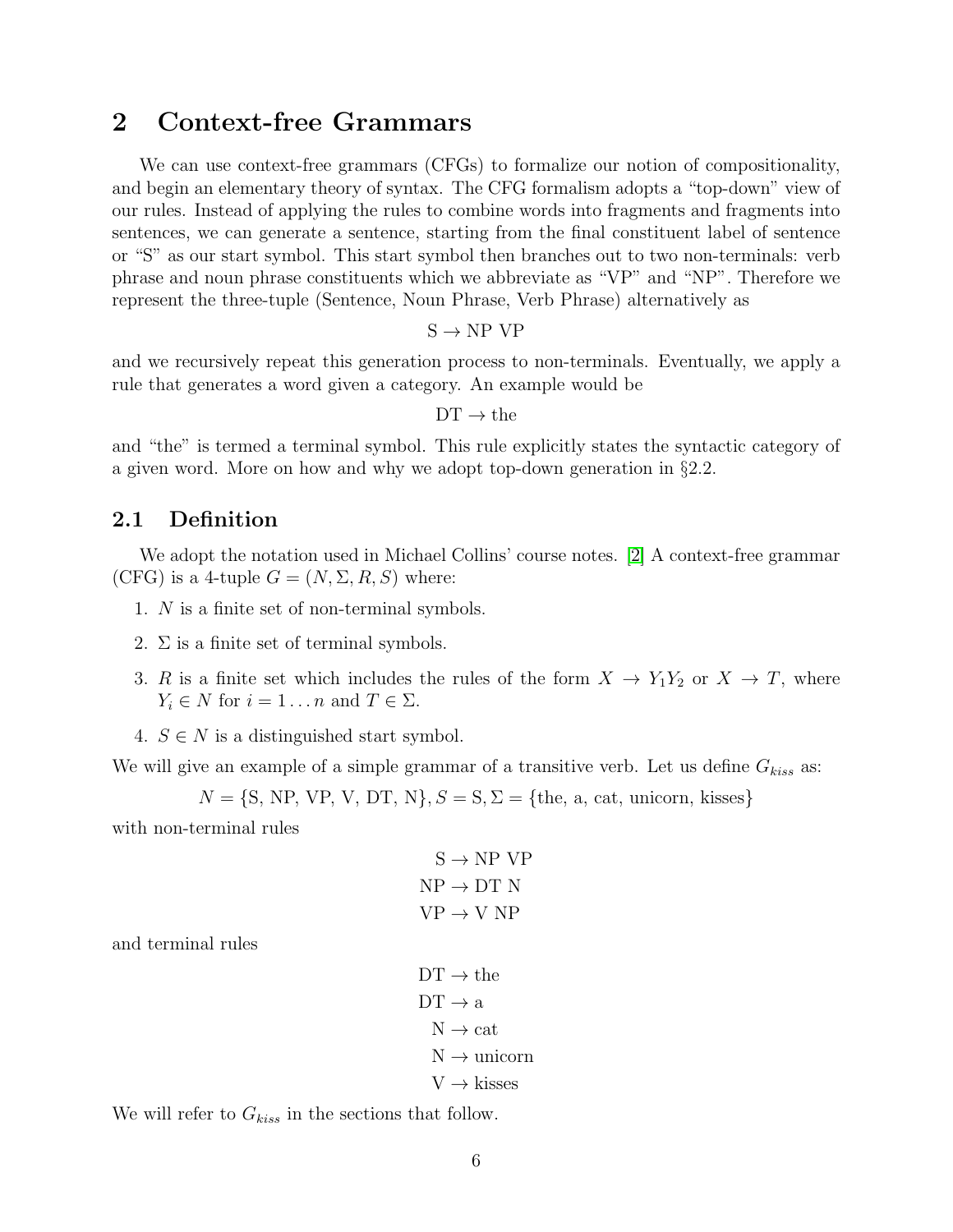## 2 Context-free Grammars

We can use context-free grammars (CFGs) to formalize our notion of compositionality, and begin an elementary theory of syntax. The CFG formalism adopts a "top-down" view of our rules. Instead of applying the rules to combine words into fragments and fragments into sentences, we can generate a sentence, starting from the final constituent label of sentence or "S" as our start symbol. This start symbol then branches out to two non-terminals: verb phrase and noun phrase constituents which we abbreviate as "VP" and "NP". Therefore we represent the three-tuple (Sentence, Noun Phrase, Verb Phrase) alternatively as

$$\text{S} \rightarrow \text{NP VP}$$

and we recursively repeat this generation process to non-terminals. Eventually, we apply a rule that generates a word given a category. An example would be

$$\text{DT} \rightarrow \text{the}$$

and "the" is termed a terminal symbol. This rule explicitly states the syntactic category of a given word. More on how and why we adopt top-down generation in §2.2.

### 2.1 Definition

We adopt the notation used in Michael Collins' course notes. [2] A context-free grammar (CFG) is a 4-tuple $G = (N, \Sigma, R, S)$ where:

1. $N$ is a finite set of non-terminal symbols.
2. $\Sigma$ is a finite set of terminal symbols.
3. $R$ is a finite set which includes the rules of the form $X \rightarrow Y_1 Y_2$ or $X \rightarrow T$, where $Y_i \in N$ for $i = 1 \ldots n$ and $T \in \Sigma$.
4. $S \in N$ is a distinguished start symbol.

We will give an example of a simple grammar of a transitive verb. Let us define $G_{kiss}$ as:

$$N = \{\text{S, NP, VP, V, DT, N}\}, S = \text{S}, \Sigma = \{\text{the, a, cat, unicorn, kisses}\}$$

with non-terminal rules

$$\begin{aligned} \text{S} &\rightarrow \text{NP VP} \\ \text{NP} &\rightarrow \text{DT N} \\ \text{VP} &\rightarrow \text{V NP} \end{aligned}$$

and terminal rules

$$\begin{aligned} \text{DT} &\rightarrow \text{the} \\ \text{DT} &\rightarrow \text{a} \\ \text{N} &\rightarrow \text{cat} \\ \text{N} &\rightarrow \text{unicorn} \\ \text{V} &\rightarrow \text{kisses} \end{aligned}$$

We will refer to $G_{kiss}$ in the sections that follow.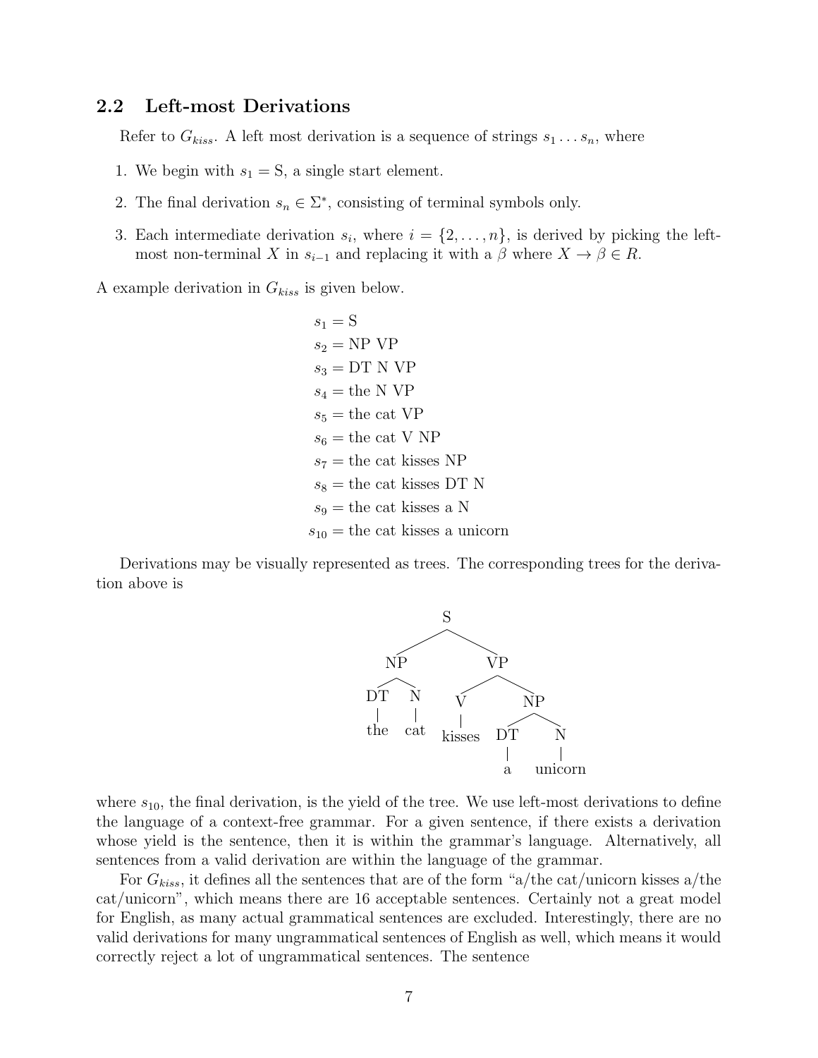## 2.2 Left-most Derivations

Refer to $G_{kiss}$. A left most derivation is a sequence of strings $s_1 \dots s_n$, where

1. We begin with $s_1 = \text{S}$, a single start element.
2. The final derivation $s_n \in \Sigma^*$, consisting of terminal symbols only.
3. Each intermediate derivation $s_i$, where $i = \{2, \dots, n\}$, is derived by picking the left-most non-terminal $X$ in $s_{i-1}$ and replacing it with a $\beta$ where $X \rightarrow \beta \in R$.

A example derivation in $G_{kiss}$ is given below.

$$
\begin{aligned}
s_1 &= \text{S} \\
s_2 &= \text{NP VP} \\
s_3 &= \text{DT N VP} \\
s_4 &= \text{the N VP} \\
s_5 &= \text{the cat VP} \\
s_6 &= \text{the cat V NP} \\
s_7 &= \text{the cat kisses NP} \\
s_8 &= \text{the cat kisses DT N} \\
s_9 &= \text{the cat kisses a N} \\
s_{10} &= \text{the cat kisses a unicorn}
\end{aligned}
$$

Derivations may be visually represented as trees. The corresponding trees for the derivation above is

```
S
├── NP
│   ├── DT ── the
│   └── N ── cat
└── VP
    ├── V ── kisses
    └── NP
        ├── DT ── a
        └── N ── unicorn
```

where $s_{10}$, the final derivation, is the yield of the tree. We use left-most derivations to define the language of a context-free grammar. For a given sentence, if there exists a derivation whose yield is the sentence, then it is within the grammar's language. Alternatively, all sentences from a valid derivation are within the language of the grammar.

For $G_{kiss}$, it defines all the sentences that are of the form "a/the cat/unicorn kisses a/the cat/unicorn", which means there are 16 acceptable sentences. Certainly not a great model for English, as many actual grammatical sentences are excluded. Interestingly, there are no valid derivations for many ungrammatical sentences of English as well, which means it would correctly reject a lot of ungrammatical sentences. The sentence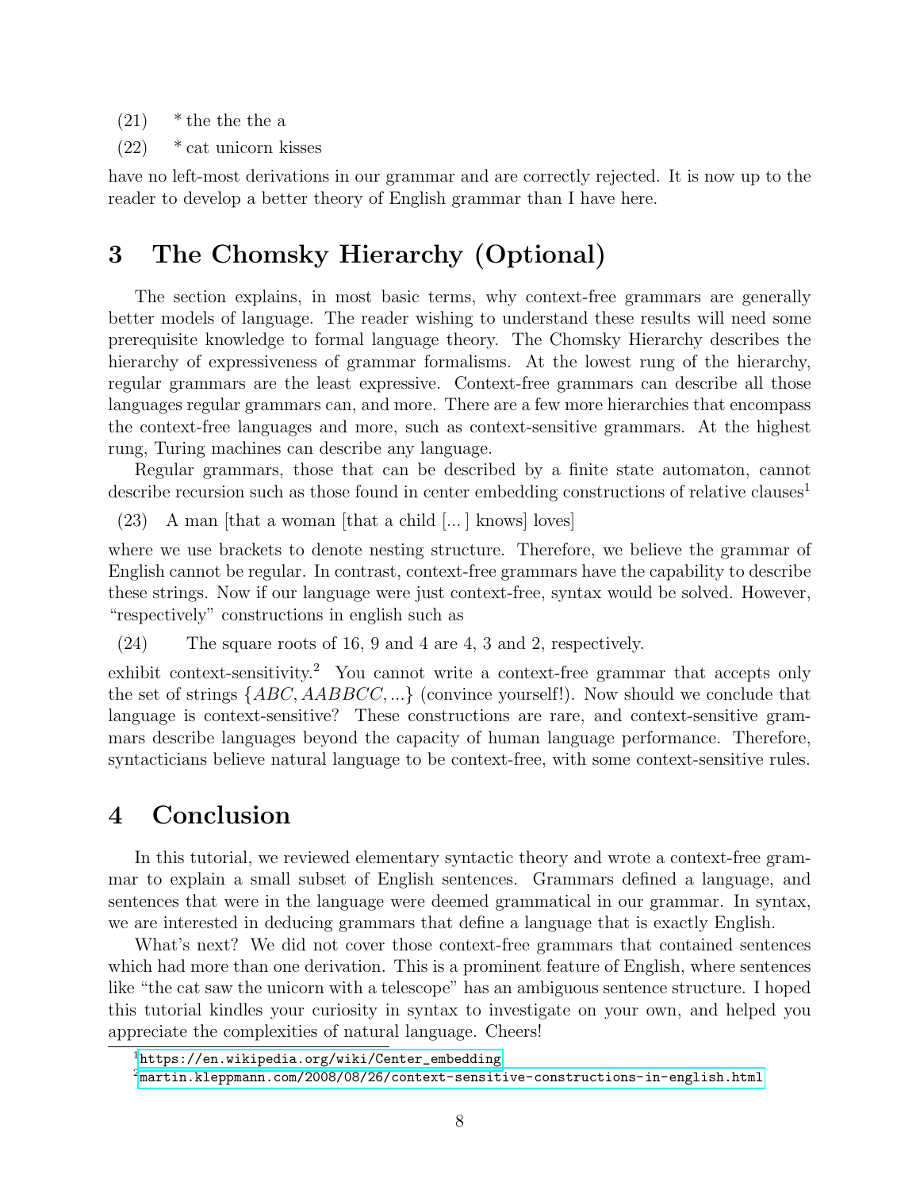(21)  * the the the a

(22)  * cat unicorn kisses

have no left-most derivations in our grammar and are correctly rejected. It is now up to the reader to develop a better theory of English grammar than I have here.

## 3 The Chomsky Hierarchy (Optional)

The section explains, in most basic terms, why context-free grammars are generally better models of language. The reader wishing to understand these results will need some prerequisite knowledge to formal language theory. The Chomsky Hierarchy describes the hierarchy of expressiveness of grammar formalisms. At the lowest rung of the hierarchy, regular grammars are the least expressive. Context-free grammars can describe all those languages regular grammars can, and more. There are a few more hierarchies that encompass the context-free languages and more, such as context-sensitive grammars. At the highest rung, Turing machines can describe any language.

Regular grammars, those that can be described by a finite state automaton, cannot describe recursion such as those found in center embedding constructions of relative clauses[1]

(23)  A man [that a woman [that a child [... ] knows] loves]

where we use brackets to denote nesting structure. Therefore, we believe the grammar of English cannot be regular. In contrast, context-free grammars have the capability to describe these strings. Now if our language were just context-free, syntax would be solved. However, "respectively" constructions in english such as

(24)  The square roots of 16, 9 and 4 are 4, 3 and 2, respectively.

exhibit context-sensitivity.[2] You cannot write a context-free grammar that accepts only the set of strings $\{ABC, AABBCC, ...\}$ (convince yourself!). Now should we conclude that language is context-sensitive? These constructions are rare, and context-sensitive grammars describe languages beyond the capacity of human language performance. Therefore, syntacticians believe natural language to be context-free, with some context-sensitive rules.

## 4 Conclusion

In this tutorial, we reviewed elementary syntactic theory and wrote a context-free grammar to explain a small subset of English sentences. Grammars defined a language, and sentences that were in the language were deemed grammatical in our grammar. In syntax, we are interested in deducing grammars that define a language that is exactly English.

What's next? We did not cover those context-free grammars that contained sentences which had more than one derivation. This is a prominent feature of English, where sentences like "the cat saw the unicorn with a telescope" has an ambiguous sentence structure. I hoped this tutorial kindles your curiosity in syntax to investigate on your own, and helped you appreciate the complexities of natural language. Cheers!

---

[1] https://en.wikipedia.org/wiki/Center_embedding

[2] martin.kleppmann.com/2008/08/26/context-sensitive-constructions-in-english.html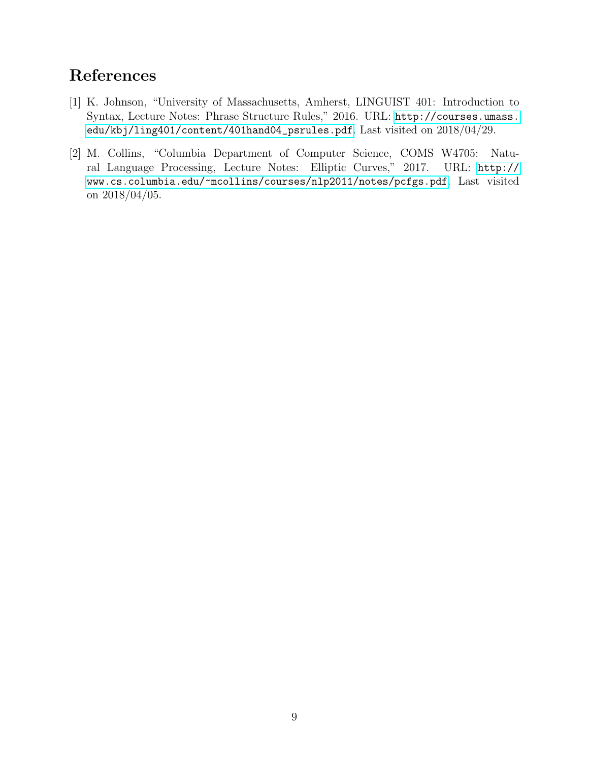## References

[1] K. Johnson, "University of Massachusetts, Amherst, LINGUIST 401: Introduction to Syntax, Lecture Notes: Phrase Structure Rules," 2016. URL: http://courses.umass.edu/kbj/ling401/content/401hand04_psrules.pdf. Last visited on 2018/04/29.

[2] M. Collins, "Columbia Department of Computer Science, COMS W4705: Natural Language Processing, Lecture Notes: Elliptic Curves," 2017. URL: http://www.cs.columbia.edu/~mcollins/courses/nlp2011/notes/pcfgs.pdf. Last visited on 2018/04/05.